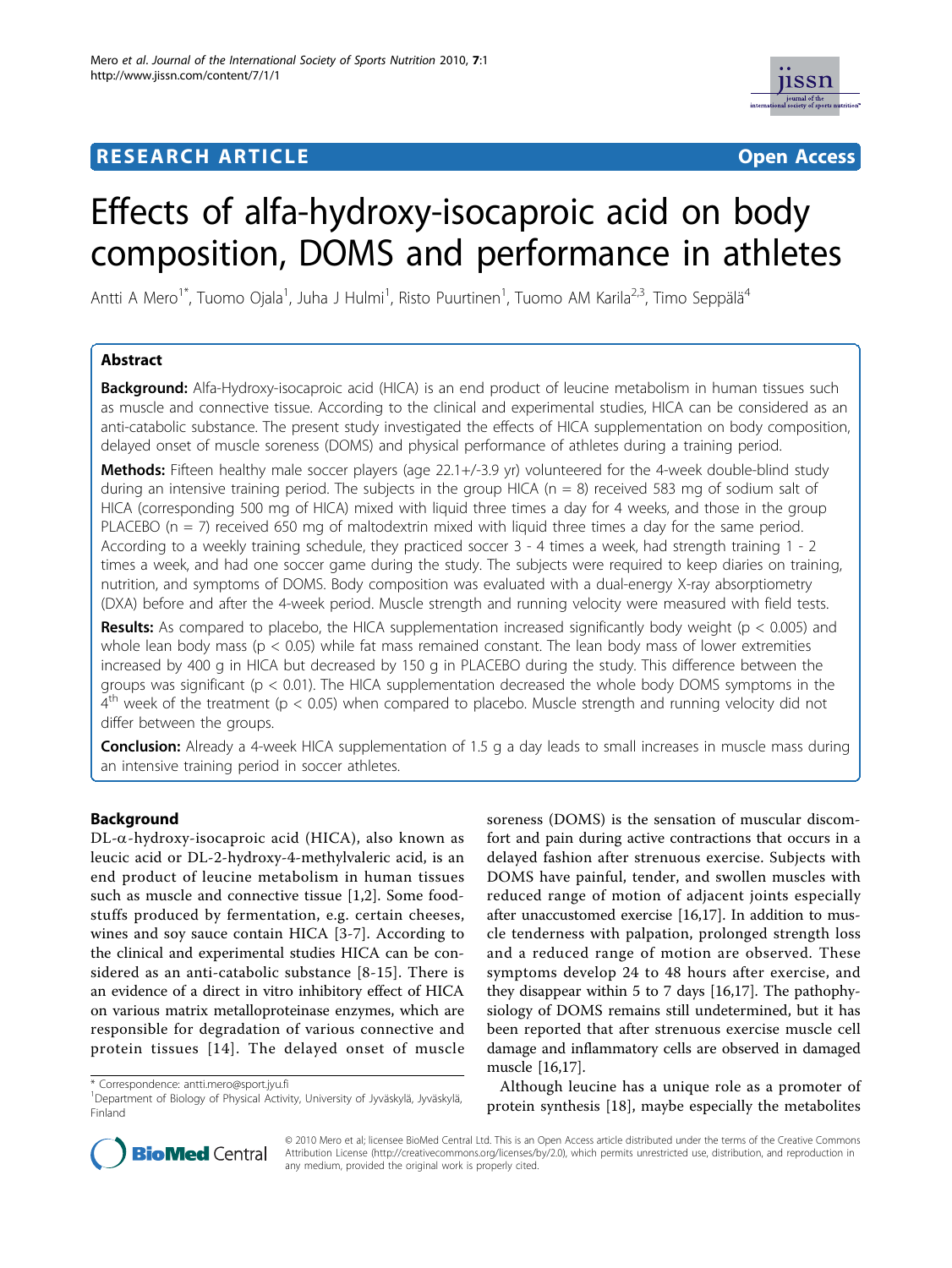RESEARCH ARTICLE Open Access

# Effects of alfa-hydroxy-isocaproic acid on body composition, DOMS and performance in athletes

Antti A Mero[1*], Tuomo Ojala[1], Juha J Hulmi[1], Risto Puurtinen[1], Tuomo AM Karila[2,3], Timo Seppälä[4]

## Abstract

**Background:** Alfa-Hydroxy-isocaproic acid (HICA) is an end product of leucine metabolism in human tissues such as muscle and connective tissue. According to the clinical and experimental studies, HICA can be considered as an anti-catabolic substance. The present study investigated the effects of HICA supplementation on body composition, delayed onset of muscle soreness (DOMS) and physical performance of athletes during a training period.

**Methods:** Fifteen healthy male soccer players (age 22.1+/-3.9 yr) volunteered for the 4-week double-blind study during an intensive training period. The subjects in the group HICA (n = 8) received 583 mg of sodium salt of HICA (corresponding 500 mg of HICA) mixed with liquid three times a day for 4 weeks, and those in the group PLACEBO (n = 7) received 650 mg of maltodextrin mixed with liquid three times a day for the same period. According to a weekly training schedule, they practiced soccer 3 - 4 times a week, had strength training 1 - 2 times a week, and had one soccer game during the study. The subjects were required to keep diaries on training, nutrition, and symptoms of DOMS. Body composition was evaluated with a dual-energy X-ray absorptiometry (DXA) before and after the 4-week period. Muscle strength and running velocity were measured with field tests.

**Results:** As compared to placebo, the HICA supplementation increased significantly body weight ($p < 0.005$) and whole lean body mass ($p < 0.05$) while fat mass remained constant. The lean body mass of lower extremities increased by 400 g in HICA but decreased by 150 g in PLACEBO during the study. This difference between the groups was significant ($p < 0.01$). The HICA supplementation decreased the whole body DOMS symptoms in the 4$^{th}$ week of the treatment ($p < 0.05$) when compared to placebo. Muscle strength and running velocity did not differ between the groups.

**Conclusion:** Already a 4-week HICA supplementation of 1.5 g a day leads to small increases in muscle mass during an intensive training period in soccer athletes.

## Background

DL-α-hydroxy-isocaproic acid (HICA), also known as leucic acid or DL-2-hydroxy-4-methylvaleric acid, is an end product of leucine metabolism in human tissues such as muscle and connective tissue [1,2]. Some foodstuffs produced by fermentation, e.g. certain cheeses, wines and soy sauce contain HICA [3-7]. According to the clinical and experimental studies HICA can be considered as an anti-catabolic substance [8-15]. There is an evidence of a direct in vitro inhibitory effect of HICA on various matrix metalloproteinase enzymes, which are responsible for degradation of various connective and protein tissues [14]. The delayed onset of muscle soreness (DOMS) is the sensation of muscular discomfort and pain during active contractions that occurs in a delayed fashion after strenuous exercise. Subjects with DOMS have painful, tender, and swollen muscles with reduced range of motion of adjacent joints especially after unaccustomed exercise [16,17]. In addition to muscle tenderness with palpation, prolonged strength loss and a reduced range of motion are observed. These symptoms develop 24 to 48 hours after exercise, and they disappear within 5 to 7 days [16,17]. The pathophysiology of DOMS remains still undetermined, but it has been reported that after strenuous exercise muscle cell damage and inflammatory cells are observed in damaged muscle [16,17].

Although leucine has a unique role as a promoter of protein synthesis [18], maybe especially the metabolites

\* Correspondence: antti.mero@sport.jyu.fi
[1]Department of Biology of Physical Activity, University of Jyväskylä, Jyväskylä, Finland

© 2010 Mero et al; licensee BioMed Central Ltd. This is an Open Access article distributed under the terms of the Creative Commons Attribution License (http://creativecommons.org/licenses/by/2.0), which permits unrestricted use, distribution, and reproduction in any medium, provided the original work is properly cited.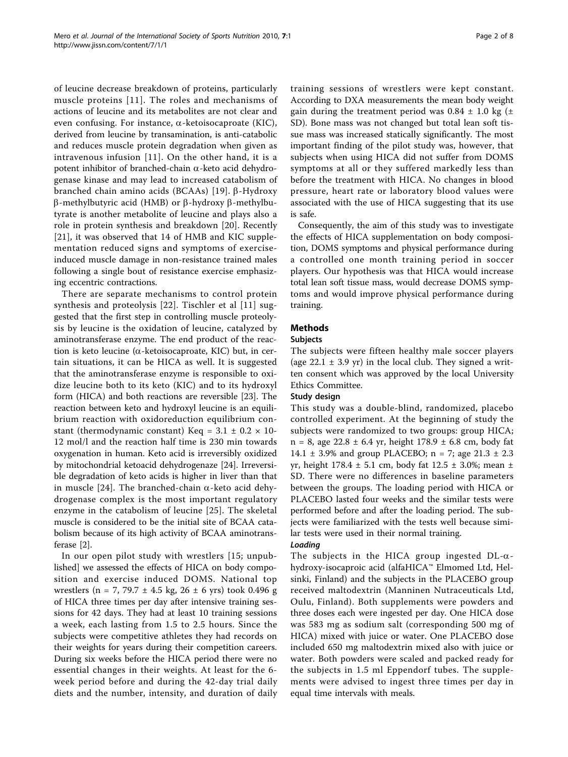of leucine decrease breakdown of proteins, particularly muscle proteins [11]. The roles and mechanisms of actions of leucine and its metabolites are not clear and even confusing. For instance, α-ketoisocaproate (KIC), derived from leucine by transamination, is anti-catabolic and reduces muscle protein degradation when given as intravenous infusion [11]. On the other hand, it is a potent inhibitor of branched-chain α-keto acid dehydrogenase kinase and may lead to increased catabolism of branched chain amino acids (BCAAs) [19]. β-Hydroxy β-methylbutyric acid (HMB) or β-hydroxy β-methylbutyrate is another metabolite of leucine and plays also a role in protein synthesis and breakdown [20]. Recently [21], it was observed that 14 of HMB and KIC supplementation reduced signs and symptoms of exercise-induced muscle damage in non-resistance trained males following a single bout of resistance exercise emphasizing eccentric contractions.

There are separate mechanisms to control protein synthesis and proteolysis [22]. Tischler et al [11] suggested that the first step in controlling muscle proteolysis by leucine is the oxidation of leucine, catalyzed by aminotransferase enzyme. The end product of the reaction is keto leucine (α-ketoisocaproate, KIC) but, in certain situations, it can be HICA as well. It is suggested that the aminotransferase enzyme is responsible to oxidize leucine both to its keto (KIC) and to its hydroxyl form (HICA) and both reactions are reversible [23]. The reaction between keto and hydroxyl leucine is an equilibrium reaction with oxidoreduction equilibrium constant (thermodynamic constant) Keq = 3.1 ± 0.2 × 10-12 mol/l and the reaction half time is 230 min towards oxygenation in human. Keto acid is irreversibly oxidized by mitochondrial ketoacid dehydrogenaze [24]. Irreversible degradation of keto acids is higher in liver than that in muscle [24]. The branched-chain α-keto acid dehydrogenase complex is the most important regulatory enzyme in the catabolism of leucine [25]. The skeletal muscle is considered to be the initial site of BCAA catabolism because of its high activity of BCAA aminotransferase [2].

In our open pilot study with wrestlers [15; unpublished] we assessed the effects of HICA on body composition and exercise induced DOMS. National top wrestlers (n = 7, 79.7 ± 4.5 kg, 26 ± 6 yrs) took 0.496 g of HICA three times per day after intensive training sessions for 42 days. They had at least 10 training sessions a week, each lasting from 1.5 to 2.5 hours. Since the subjects were competitive athletes they had records on their weights for years during their competition careers. During six weeks before the HICA period there were no essential changes in their weights. At least for the 6-week period before and during the 42-day trial daily diets and the number, intensity, and duration of daily training sessions of wrestlers were kept constant. According to DXA measurements the mean body weight gain during the treatment period was 0.84 ± 1.0 kg (± SD). Bone mass was not changed but total lean soft tissue mass was increased statically significantly. The most important finding of the pilot study was, however, that subjects when using HICA did not suffer from DOMS symptoms at all or they suffered markedly less than before the treatment with HICA. No changes in blood pressure, heart rate or laboratory blood values were associated with the use of HICA suggesting that its use is safe.

Consequently, the aim of this study was to investigate the effects of HICA supplementation on body composition, DOMS symptoms and physical performance during a controlled one month training period in soccer players. Our hypothesis was that HICA would increase total lean soft tissue mass, would decrease DOMS symptoms and would improve physical performance during training.

## Methods

### Subjects

The subjects were fifteen healthy male soccer players (age 22.1 ± 3.9 yr) in the local club. They signed a written consent which was approved by the local University Ethics Committee.

### Study design

This study was a double-blind, randomized, placebo controlled experiment. At the beginning of study the subjects were randomized to two groups: group HICA; n = 8, age 22.8 ± 6.4 yr, height 178.9 ± 6.8 cm, body fat 14.1 ± 3.9% and group PLACEBO; n = 7; age 21.3 ± 2.3 yr, height 178.4 ± 5.1 cm, body fat 12.5 ± 3.0%; mean ± SD. There were no differences in baseline parameters between the groups. The loading period with HICA or PLACEBO lasted four weeks and the similar tests were performed before and after the loading period. The subjects were familiarized with the tests well because similar tests were used in their normal training.

#### *Loading*

The subjects in the HICA group ingested DL-α-hydroxy-isocaproic acid (alfaHICA™ Elmomed Ltd, Helsinki, Finland) and the subjects in the PLACEBO group received maltodextrin (Manninen Nutraceuticals Ltd, Oulu, Finland). Both supplements were powders and three doses each were ingested per day. One HICA dose was 583 mg as sodium salt (corresponding 500 mg of HICA) mixed with juice or water. One PLACEBO dose included 650 mg maltodextrin mixed also with juice or water. Both powders were scaled and packed ready for the subjects in 1.5 ml Eppendorf tubes. The supplements were advised to ingest three times per day in equal time intervals with meals.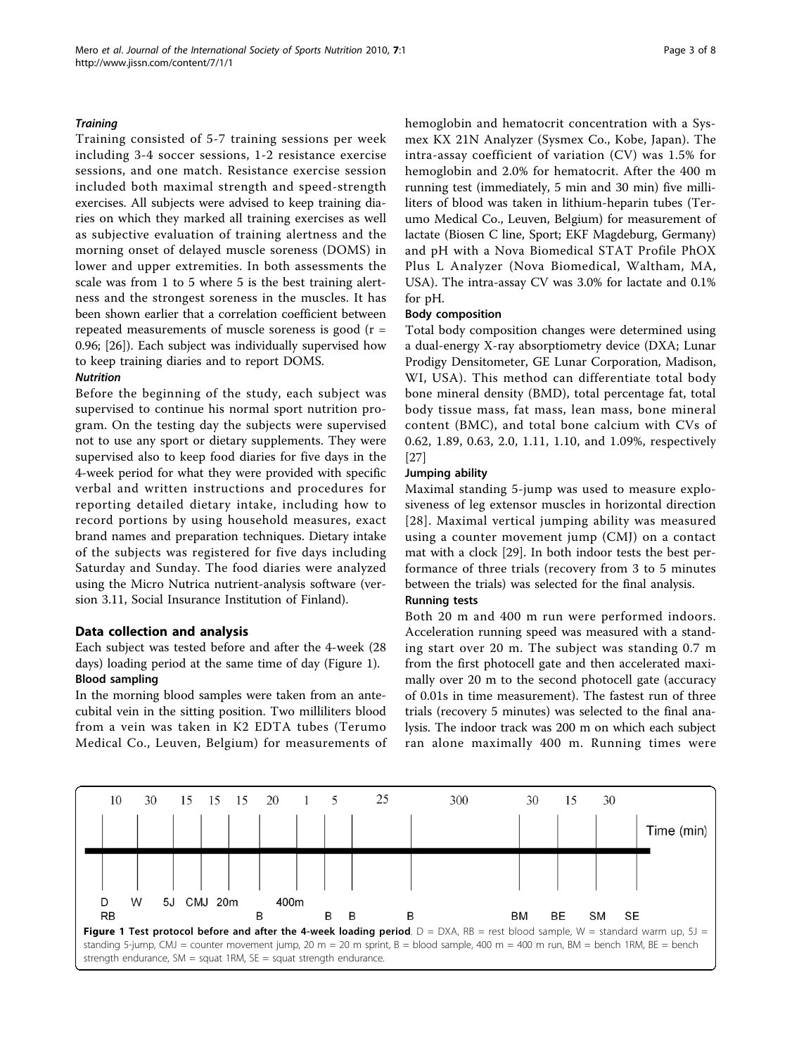#### *Training*

Training consisted of 5-7 training sessions per week including 3-4 soccer sessions, 1-2 resistance exercise sessions, and one match. Resistance exercise session included both maximal strength and speed-strength exercises. All subjects were advised to keep training diaries on which they marked all training exercises as well as subjective evaluation of training alertness and the morning onset of delayed muscle soreness (DOMS) in lower and upper extremities. In both assessments the scale was from 1 to 5 where 5 is the best training alertness and the strongest soreness in the muscles. It has been shown earlier that a correlation coefficient between repeated measurements of muscle soreness is good (r = 0.96; [26]). Each subject was individually supervised how to keep training diaries and to report DOMS.

#### *Nutrition*

Before the beginning of the study, each subject was supervised to continue his normal sport nutrition program. On the testing day the subjects were supervised not to use any sport or dietary supplements. They were supervised also to keep food diaries for five days in the 4-week period for what they were provided with specific verbal and written instructions and procedures for reporting detailed dietary intake, including how to record portions by using household measures, exact brand names and preparation techniques. Dietary intake of the subjects was registered for five days including Saturday and Sunday. The food diaries were analyzed using the Micro Nutrica nutrient-analysis software (version 3.11, Social Insurance Institution of Finland).

## Data collection and analysis

Each subject was tested before and after the 4-week (28 days) loading period at the same time of day (Figure 1).

#### Blood sampling

In the morning blood samples were taken from an antecubital vein in the sitting position. Two milliliters blood from a vein was taken in K2 EDTA tubes (Terumo Medical Co., Leuven, Belgium) for measurements of hemoglobin and hematocrit concentration with a Sysmex KX 21N Analyzer (Sysmex Co., Kobe, Japan). The intra-assay coefficient of variation (CV) was 1.5% for hemoglobin and 2.0% for hematocrit. After the 400 m running test (immediately, 5 min and 30 min) five milliliters of blood was taken in lithium-heparin tubes (Terumo Medical Co., Leuven, Belgium) for measurement of lactate (Biosen C line, Sport; EKF Magdeburg, Germany) and pH with a Nova Biomedical STAT Profile PhOX Plus L Analyzer (Nova Biomedical, Waltham, MA, USA). The intra-assay CV was 3.0% for lactate and 0.1% for pH.

#### Body composition

Total body composition changes were determined using a dual-energy X-ray absorptiometry device (DXA; Lunar Prodigy Densitometer, GE Lunar Corporation, Madison, WI, USA). This method can differentiate total body bone mineral density (BMD), total percentage fat, total body tissue mass, fat mass, lean mass, bone mineral content (BMC), and total bone calcium with CVs of 0.62, 1.89, 0.63, 2.0, 1.11, 1.10, and 1.09%, respectively [27]

#### Jumping ability

Maximal standing 5-jump was used to measure explosiveness of leg extensor muscles in horizontal direction [28]. Maximal vertical jumping ability was measured using a counter movement jump (CMJ) on a contact mat with a clock [29]. In both indoor tests the best performance of three trials (recovery from 3 to 5 minutes between the trials) was selected for the final analysis.

#### Running tests

Both 20 m and 400 m run were performed indoors. Acceleration running speed was measured with a standing start over 20 m. The subject was standing 0.7 m from the first photocell gate and then accelerated maximally over 20 m to the second photocell gate (accuracy of 0.01s in time measurement). The fastest run of three trials (recovery 5 minutes) was selected to the final analysis. The indoor track was 200 m on which each subject ran alone maximally 400 m. Running times were

| 10 | 30 | 15 | 15 | 15 | 20 | 1 | 5 | 25 | 300 | 30 | 15 | 30 | Time (min) |
|---|---|---|---|---|---|---|---|---|---|---|---|---|---|
| D RB | W | 5J | CMJ | 20m | B | 400m | B | B | B | BM | BE | SM | SE |

**Figure 1 Test protocol before and after the 4-week loading period**. D = DXA, RB = rest blood sample, W = standard warm up, 5J = standing 5-jump, CMJ = counter movement jump, 20 m = 20 m sprint, B = blood sample, 400 m = 400 m run, BM = bench 1RM, BE = bench strength endurance, SM = squat 1RM, SE = squat strength endurance.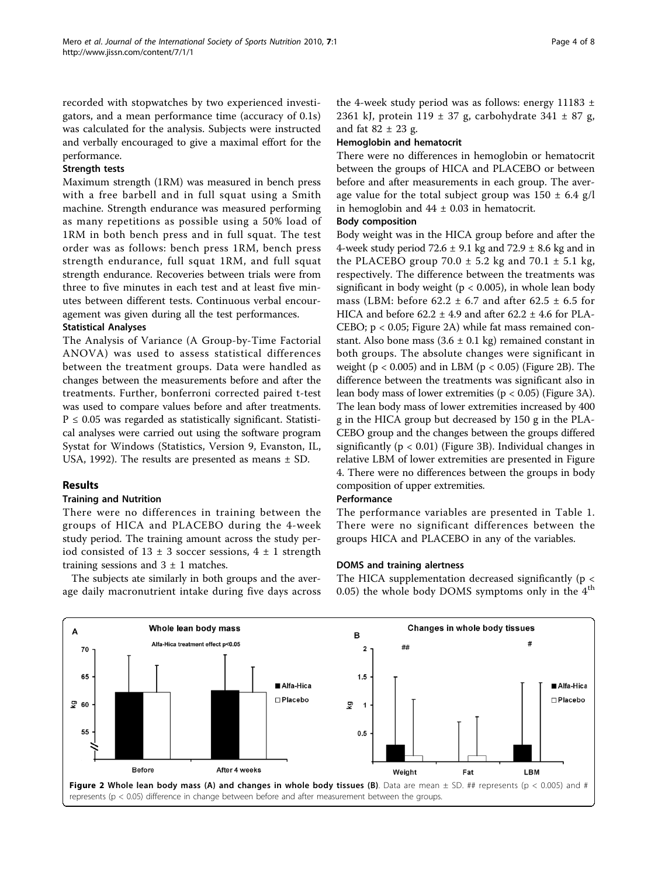recorded with stopwatches by two experienced investigators, and a mean performance time (accuracy of 0.1s) was calculated for the analysis. Subjects were instructed and verbally encouraged to give a maximal effort for the performance.

### Strength tests

Maximum strength (1RM) was measured in bench press with a free barbell and in full squat using a Smith machine. Strength endurance was measured performing as many repetitions as possible using a 50% load of 1RM in both bench press and in full squat. The test order was as follows: bench press 1RM, bench press strength endurance, full squat 1RM, and full squat strength endurance. Recoveries between trials were from three to five minutes in each test and at least five minutes between different tests. Continuous verbal encouragement was given during all the test performances.

### Statistical Analyses

The Analysis of Variance (A Group-by-Time Factorial ANOVA) was used to assess statistical differences between the treatment groups. Data were handled as changes between the measurements before and after the treatments. Further, bonferroni corrected paired t-test was used to compare values before and after treatments. $P \leq 0.05$ was regarded as statistically significant. Statistical analyses were carried out using the software program Systat for Windows (Statistics, Version 9, Evanston, IL, USA, 1992). The results are presented as means ± SD.

## Results

### Training and Nutrition

There were no differences in training between the groups of HICA and PLACEBO during the 4-week study period. The training amount across the study period consisted of 13 ± 3 soccer sessions, 4 ± 1 strength training sessions and 3 ± 1 matches.

The subjects ate similarly in both groups and the average daily macronutrient intake during five days across the 4-week study period was as follows: energy 11183 ± 2361 kJ, protein 119 ± 37 g, carbohydrate 341 ± 87 g, and fat 82 ± 23 g.

### Hemoglobin and hematocrit

There were no differences in hemoglobin or hematocrit between the groups of HICA and PLACEBO or between before and after measurements in each group. The average value for the total subject group was 150 ± 6.4 g/l in hemoglobin and 44 ± 0.03 in hematocrit.

### Body composition

Body weight was in the HICA group before and after the 4-week study period 72.6 ± 9.1 kg and 72.9 ± 8.6 kg and in the PLACEBO group 70.0 ± 5.2 kg and 70.1 ± 5.1 kg, respectively. The difference between the treatments was significant in body weight ($p < 0.005$), in whole lean body mass (LBM: before 62.2 ± 6.7 and after 62.5 ± 6.5 for HICA and before 62.2 ± 4.9 and after 62.2 ± 4.6 for PLACEBO; $p < 0.05$; Figure 2A) while fat mass remained constant. Also bone mass (3.6 ± 0.1 kg) remained constant in both groups. The absolute changes were significant in weight ($p < 0.005$) and in LBM ($p < 0.05$) (Figure 2B). The difference between the treatments was significant also in lean body mass of lower extremities ($p < 0.05$) (Figure 3A). The lean body mass of lower extremities increased by 400 g in the HICA group but decreased by 150 g in the PLACEBO group and the changes between the groups differed significantly ($p < 0.01$) (Figure 3B). Individual changes in relative LBM of lower extremities are presented in Figure 4. There were no differences between the groups in body composition of upper extremities.

### Performance

The performance variables are presented in Table 1. There were no significant differences between the groups HICA and PLACEBO in any of the variables.

### DOMS and training alertness

The HICA supplementation decreased significantly ($p < 0.05$) the whole body DOMS symptoms only in the 4[th]

**Figure 2 Whole lean body mass (A) and changes in whole body tissues (B)**. Data are mean ± SD. ## represents ($p < 0.005$) and # represents ($p < 0.05$) difference in change between before and after measurement between the groups.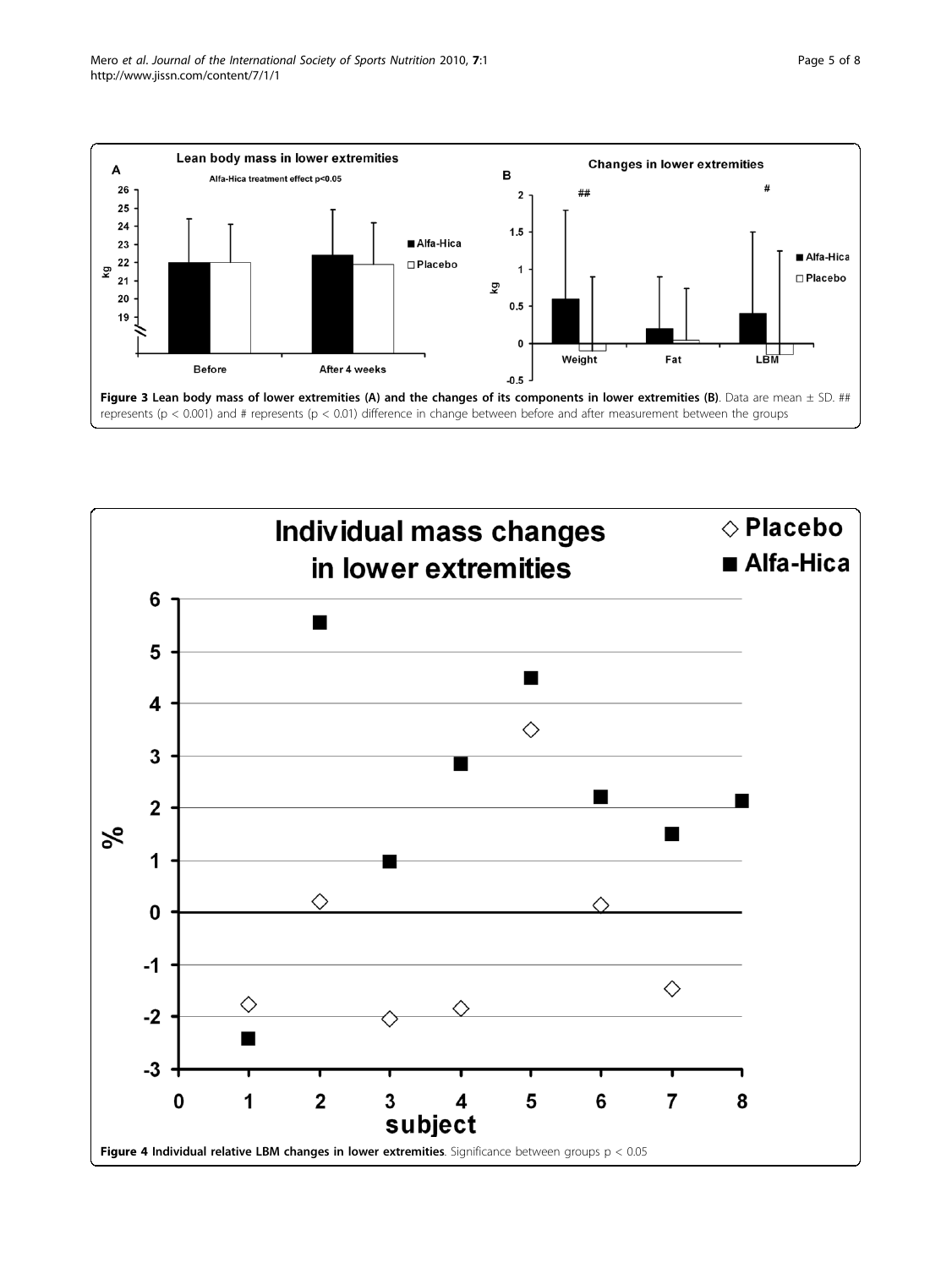**Figure 3 Lean body mass of lower extremities (A) and the changes of its components in lower extremities (B)**. Data are mean ± SD. ## represents ($p < 0.001$) and # represents ($p < 0.01$) difference in change between before and after measurement between the groups

**Figure 4 Individual relative LBM changes in lower extremities**. Significance between groups $p < 0.05$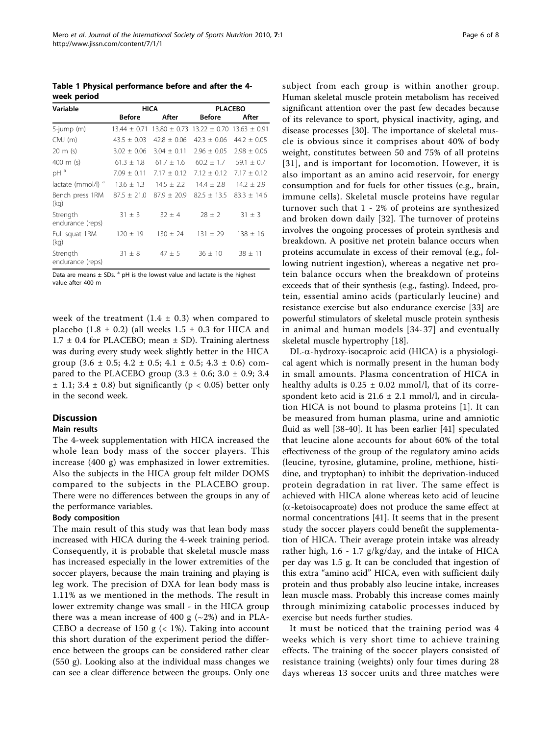**Table 1 Physical performance before and after the 4-week period**

| Variable | HICA | | PLACEBO | |
|---|---|---|---|---|
| | Before | After | Before | After |
| 5-jump (m) | 13.44 ± 0.71 | 13.80 ± 0.73 | 13.22 ± 0.70 | 13.63 ± 0.91 |
| CMJ (m) | 43.5 ± 0.03 | 42.8 ± 0.06 | 42.3 ± 0.06 | 44.2 ± 0.05 |
| 20 m (s) | 3.02 ± 0.06 | 3.04 ± 0.11 | 2.96 ± 0.05 | 2.98 ± 0.06 |
| 400 m (s) | 61.3 ± 1.8 | 61.7 ± 1.6 | 60.2 ± 1.7 | 59.1 ± 0.7 |
| pH [a] | 7.09 ± 0.11 | 7.17 ± 0.12 | 7.12 ± 0.12 | 7.17 ± 0.12 |
| lactate (mmol/l) [a] | 13.6 ± 1.3 | 14.5 ± 2.2 | 14.4 ± 2.8 | 14.2 ± 2.9 |
| Bench press 1RM (kg) | 87.5 ± 21.0 | 87.9 ± 20.9 | 82.5 ± 13.5 | 83.3 ± 14.6 |
| Strength endurance (reps) | 31 ± 3 | 32 ± 4 | 28 ± 2 | 31 ± 3 |
| Full squat 1RM (kg) | 120 ± 19 | 130 ± 24 | 131 ± 29 | 138 ± 16 |
| Strength endurance (reps) | 31 ± 8 | 47 ± 5 | 36 ± 10 | 38 ± 11 |

Data are means ± SDs. [a] pH is the lowest value and lactate is the highest value after 400 m

week of the treatment (1.4 ± 0.3) when compared to placebo (1.8 ± 0.2) (all weeks 1.5 ± 0.3 for HICA and 1.7 ± 0.4 for PLACEBO; mean ± SD). Training alertness was during every study week slightly better in the HICA group (3.6 ± 0.5; 4.2 ± 0.5; 4.1 ± 0.5; 4.3 ± 0.6) compared to the PLACEBO group (3.3 ± 0.6; 3.0 ± 0.9; 3.4 ± 1.1; 3.4 ± 0.8) but significantly ($p < 0.05$) better only in the second week.

## Discussion

### Main results

The 4-week supplementation with HICA increased the whole lean body mass of the soccer players. This increase (400 g) was emphasized in lower extremities. Also the subjects in the HICA group felt milder DOMS compared to the subjects in the PLACEBO group. There were no differences between the groups in any of the performance variables.

### Body composition

The main result of this study was that lean body mass increased with HICA during the 4-week training period. Consequently, it is probable that skeletal muscle mass has increased especially in the lower extremities of the soccer players, because the main training and playing is leg work. The precision of DXA for lean body mass is 1.11% as we mentioned in the methods. The result in lower extremity change was small - in the HICA group there was a mean increase of 400 g (~2%) and in PLACEBO a decrease of 150 g (< 1%). Taking into account this short duration of the experiment period the difference between the groups can be considered rather clear (550 g). Looking also at the individual mass changes we can see a clear difference between the groups. Only one subject from each group is within another group. Human skeletal muscle protein metabolism has received significant attention over the past few decades because of its relevance to sport, physical inactivity, aging, and disease processes [30]. The importance of skeletal muscle is obvious since it comprises about 40% of body weight, constitutes between 50 and 75% of all proteins [31], and is important for locomotion. However, it is also important as an amino acid reservoir, for energy consumption and for fuels for other tissues (e.g., brain, immune cells). Skeletal muscle proteins have regular turnover such that 1 - 2% of proteins are synthesized and broken down daily [32]. The turnover of proteins involves the ongoing processes of protein synthesis and breakdown. A positive net protein balance occurs when proteins accumulate in excess of their removal (e.g., following nutrient ingestion), whereas a negative net protein balance occurs when the breakdown of proteins exceeds that of their synthesis (e.g., fasting). Indeed, protein, essential amino acids (particularly leucine) and resistance exercise but also endurance exercise [33] are powerful stimulators of skeletal muscle protein synthesis in animal and human models [34-37] and eventually skeletal muscle hypertrophy [18].

DL-α-hydroxy-isocaproic acid (HICA) is a physiological agent which is normally present in the human body in small amounts. Plasma concentration of HICA in healthy adults is 0.25 ± 0.02 mmol/l, that of its correspondent keto acid is 21.6 ± 2.1 mmol/l, and in circulation HICA is not bound to plasma proteins [1]. It can be measured from human plasma, urine and amniotic fluid as well [38-40]. It has been earlier [41] speculated that leucine alone accounts for about 60% of the total effectiveness of the group of the regulatory amino acids (leucine, tyrosine, glutamine, proline, methione, histidine, and tryptophan) to inhibit the deprivation-induced protein degradation in rat liver. The same effect is achieved with HICA alone whereas keto acid of leucine (α-ketoisocaproate) does not produce the same effect at normal concentrations [41]. It seems that in the present study the soccer players could benefit the supplementation of HICA. Their average protein intake was already rather high, 1.6 - 1.7 g/kg/day, and the intake of HICA per day was 1.5 g. It can be concluded that ingestion of this extra "amino acid" HICA, even with sufficient daily protein and thus probably also leucine intake, increases lean muscle mass. Probably this increase comes mainly through minimizing catabolic processes induced by exercise but needs further studies.

It must be noticed that the training period was 4 weeks which is very short time to achieve training effects. The training of the soccer players consisted of resistance training (weights) only four times during 28 days whereas 13 soccer units and three matches were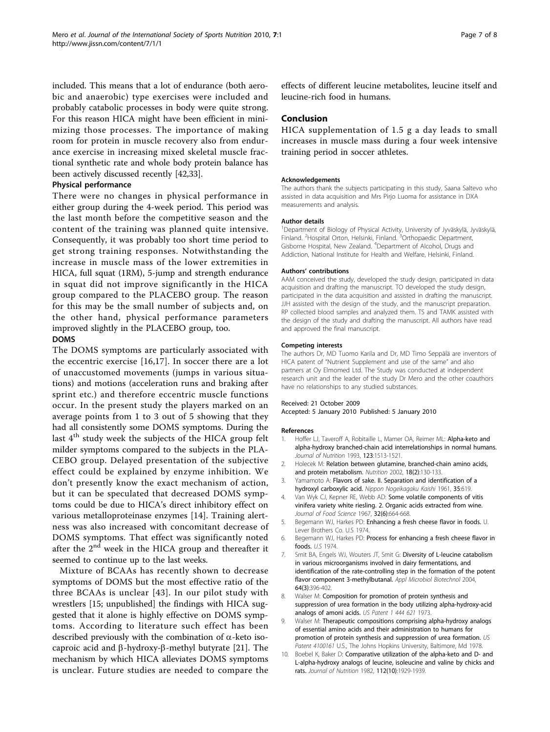included. This means that a lot of endurance (both aerobic and anaerobic) type exercises were included and probably catabolic processes in body were quite strong. For this reason HICA might have been efficient in minimizing those processes. The importance of making room for protein in muscle recovery also from endurance exercise in increasing mixed skeletal muscle fractional synthetic rate and whole body protein balance has been actively discussed recently [42,33].

#### Physical performance

There were no changes in physical performance in either group during the 4-week period. This period was the last month before the competitive season and the content of the training was planned quite intensive. Consequently, it was probably too short time period to get strong training responses. Notwithstanding the increase in muscle mass of the lower extremities in HICA, full squat (1RM), 5-jump and strength endurance in squat did not improve significantly in the HICA group compared to the PLACEBO group. The reason for this may be the small number of subjects and, on the other hand, physical performance parameters improved slightly in the PLACEBO group, too.

#### DOMS

The DOMS symptoms are particularly associated with the eccentric exercise [16,17]. In soccer there are a lot of unaccustomed movements (jumps in various situations) and motions (acceleration runs and braking after sprint etc.) and therefore eccentric muscle functions occur. In the present study the players marked on an average points from 1 to 3 out of 5 showing that they had all consistently some DOMS symptoms. During the last 4th study week the subjects of the HICA group felt milder symptoms compared to the subjects in the PLACEBO group. Delayed presentation of the subjective effect could be explained by enzyme inhibition. We don't presently know the exact mechanism of action, but it can be speculated that decreased DOMS symptoms could be due to HICA's direct inhibitory effect on various metalloproteinase enzymes [14]. Training alertness was also increased with concomitant decrease of DOMS symptoms. That effect was significantly noted after the 2nd week in the HICA group and thereafter it seemed to continue up to the last weeks.

Mixture of BCAAs has recently shown to decrease symptoms of DOMS but the most effective ratio of the three BCAAs is unclear [43]. In our pilot study with wrestlers [15; unpublished] the findings with HICA suggested that it alone is highly effective on DOMS symptoms. According to literature such effect has been described previously with the combination of $\alpha$-keto isocaproic acid and $\beta$-hydroxy-$\beta$-methyl butyrate [21]. The mechanism by which HICA alleviates DOMS symptoms is unclear. Future studies are needed to compare the effects of different leucine metabolites, leucine itself and leucine-rich food in humans.

## Conclusion

HICA supplementation of 1.5 g a day leads to small increases in muscle mass during a four week intensive training period in soccer athletes.

#### Acknowledgements

The authors thank the subjects participating in this study, Saana Saltevo who assisted in data acquisition and Mrs Pirjo Luoma for assistance in DXA measurements and analysis.

#### Author details

[1]Department of Biology of Physical Activity, University of Jyväskylä, Jyväskylä, Finland. [2]Hospital Orton, Helsinki, Finland. [3]Orthopaedic Department, Gisborne Hospital, New Zealand. [4]Department of Alcohol, Drugs and Addiction, National Institute for Health and Welfare, Helsinki, Finland.

#### Authors' contributions

AAM conceived the study, developed the study design, participated in data acquisition and drafting the manuscript. TO developed the study design, participated in the data acquisition and assisted in drafting the manuscript. JJH assisted with the design of the study, and the manuscript preparation. RP collected blood samples and analyzed them. TS and TAMK assisted with the design of the study and drafting the manuscript. All authors have read and approved the final manuscript.

#### Competing interests

The authors Dr, MD Tuomo Karila and Dr, MD Timo Seppälä are inventors of HICA patent of "Nutrient Supplement and use of the same" and also partners at Oy Elmomed Ltd. The Study was conducted at independent research unit and the leader of the study Dr Mero and the other coauthors have no relationships to any studied substances.

Received: 21 October 2009
Accepted: 5 January 2010 Published: 5 January 2010

#### References

1. Hoffer LJ, Taveroff A, Robitaille L, Mamer OA, Reimer ML: **Alpha-keto and alpha-hydroxy branched-chain acid interrelationships in normal humans.** *Journal of Nutrition* 1993, **123**:1513-1521.
2. Holecek M: **Relation between glutamine, branched-chain amino acids, and protein metabolism.** *Nutrition* 2002, **18(2)**:130-133.
3. Yamamoto A: **Flavors of sake. II. Separation and identification of a hydroxyl carboxylic acid.** *Nippon Nogeikagaku Kaishi* 1961, **35**:619.
4. Van Wyk CJ, Kepner RE, Webb AD: **Some volatile components of vitis vinifera variety white riesling. 2. Organic acids extracted from wine.** *Journal of Food Science* 1967, **32(6)**:664-668.
5. Begemann WJ, Harkes PD: **Enhancing a fresh cheese flavor in foods.** U. Lever Brothers Co. U.S 1974.
6. Begemann WJ, Harkes PD: **Process for enhancing a fresh cheese flavor in foods.** *U.S* 1974.
7. Smit BA, Engels WJ, Wouters JT, Smit G: **Diversity of L-leucine catabolism in various microorganisms involved in dairy fermentations, and identification of the rate-controlling step in the formation of the potent flavor component 3-methylbutanal.** *Appl Microbiol Biotechnol* 2004, **64(3)**:396-402.
8. Walser M: **Composition for promotion of protein synthesis and suppression of urea formation in the body utilizing alpha-hydroxy-acid analogs of amoni acids.** *US Patent 1 444 621* 1973.
9. Walser M: **Therapeutic compositions comprising alpha-hydroxy analogs of essential amino acids and their administration to humans for promotion of protein synthesis and suppression of urea formation.** *US Patent 4100161* U.S., The Johns Hopkins University, Baltimore, Md 1978.
10. Boebel K, Baker D: **Comparative utilization of the alpha-keto and D- and L-alpha-hydroxy analogs of leucine, isoleucine and valine by chicks and rats.** *Journal of Nutrition* 1982, **112(10)**:1929-1939.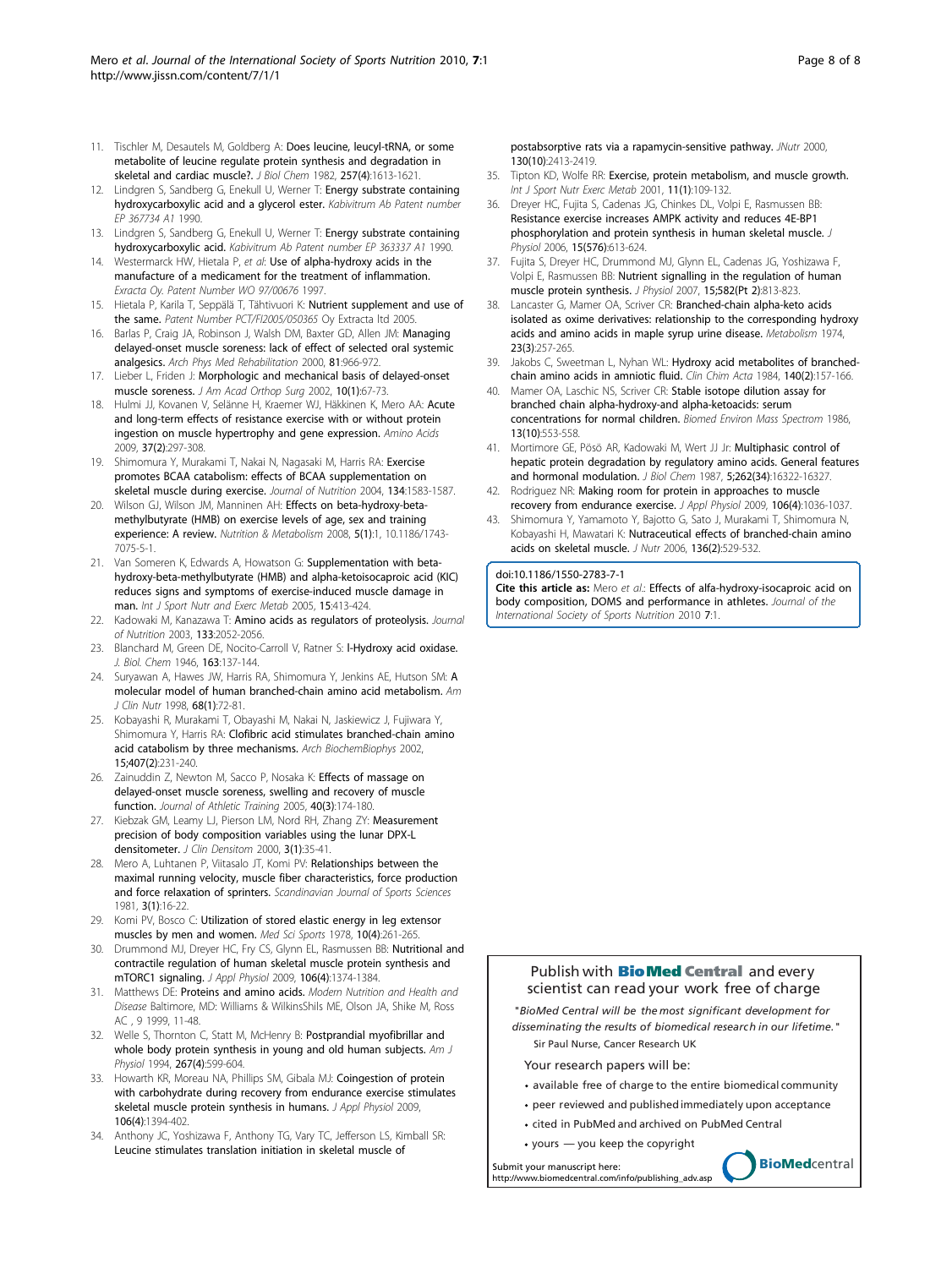11. Tischler M, Desautels M, Goldberg A: **Does leucine, leucyl-tRNA, or some metabolite of leucine regulate protein synthesis and degradation in skeletal and cardiac muscle?.** *J Biol Chem* 1982, **257(4)**:1613-1621.
12. Lindgren S, Sandberg G, Enekull U, Werner T: **Energy substrate containing hydroxycarboxylic acid and a glycerol ester.** *Kabivitrum Ab Patent number EP 367734 A1* 1990.
13. Lindgren S, Sandberg G, Enekull U, Werner T: **Energy substrate containing hydroxycarboxylic acid.** *Kabivitrum Ab Patent number EP 363337 A1* 1990.
14. Westermarck HW, Hietala P, *et al*: **Use of alpha-hydroxy acids in the manufacture of a medicament for the treatment of inflammation.** *Exracta Oy. Patent Number WO 97/00676* 1997.
15. Hietala P, Karila T, Seppälä T, Tähtivuori K: **Nutrient supplement and use of the same.** *Patent Number PCT/FI2005/050365* Oy Extracta ltd 2005.
16. Barlas P, Craig JA, Robinson J, Walsh DM, Baxter GD, Allen JM: **Managing delayed-onset muscle soreness: lack of effect of selected oral systemic analgesics.** *Arch Phys Med Rehabilitation* 2000, **81**:966-972.
17. Lieber L, Friden J: **Morphologic and mechanical basis of delayed-onset muscle soreness.** *J Am Acad Orthop Surg* 2002, **10(1)**:67-73.
18. Hulmi JJ, Kovanen V, Selänne H, Kraemer WJ, Häkkinen K, Mero AA: **Acute and long-term effects of resistance exercise with or without protein ingestion on muscle hypertrophy and gene expression.** *Amino Acids* 2009, **37(2)**:297-308.
19. Shimomura Y, Murakami T, Nakai N, Nagasaki M, Harris RA: **Exercise promotes BCAA catabolism: effects of BCAA supplementation on skeletal muscle during exercise.** *Journal of Nutrition* 2004, **134**:1583-1587.
20. Wilson GJ, Wilson JM, Manninen AH: **Effects on beta-hydroxy-beta-methylbutyrate (HMB) on exercise levels of age, sex and training experience: A review.** *Nutrition & Metabolism* 2008, **5(1)**:1, 10.1186/1743-7075-5-1.
21. Van Someren K, Edwards A, Howatson G: **Supplementation with beta-hydroxy-beta-methylbutyrate (HMB) and alpha-ketoisocaproic acid (KIC) reduces signs and symptoms of exercise-induced muscle damage in man.** *Int J Sport Nutr and Exerc Metab* 2005, **15**:413-424.
22. Kadowaki M, Kanazawa T: **Amino acids as regulators of proteolysis.** *Journal of Nutrition* 2003, **133**:2052-2056.
23. Blanchard M, Green DE, Nocito-Carroll V, Ratner S: **l-Hydroxy acid oxidase.** *J. Biol. Chem* 1946, **163**:137-144.
24. Suryawan A, Hawes JW, Harris RA, Shimomura Y, Jenkins AE, Hutson SM: **A molecular model of human branched-chain amino acid metabolism.** *Am J Clin Nutr* 1998, **68(1)**:72-81.
25. Kobayashi R, Murakami T, Obayashi M, Nakai N, Jaskiewicz J, Fujiwara Y, Shimomura Y, Harris RA: **Clofibric acid stimulates branched-chain amino acid catabolism by three mechanisms.** *Arch BiochemBiophys* 2002, **15;407(2)**:231-240.
26. Zainuddin Z, Newton M, Sacco P, Nosaka K: **Effects of massage on delayed-onset muscle soreness, swelling and recovery of muscle function.** *Journal of Athletic Training* 2005, **40(3)**:174-180.
27. Kiebzak GM, Leamy LJ, Pierson LM, Nord RH, Zhang ZY: **Measurement precision of body composition variables using the lunar DPX-L densitometer.** *J Clin Densitom* 2000, **3(1)**:35-41.
28. Mero A, Luhtanen P, Viitasalo JT, Komi PV: **Relationships between the maximal running velocity, muscle fiber characteristics, force production and force relaxation of sprinters.** *Scandinavian Journal of Sports Sciences* 1981, **3(1)**:16-22.
29. Komi PV, Bosco C: **Utilization of stored elastic energy in leg extensor muscles by men and women.** *Med Sci Sports* 1978, **10(4)**:261-265.
30. Drummond MJ, Dreyer HC, Fry CS, Glynn EL, Rasmussen BB: **Nutritional and contractile regulation of human skeletal muscle protein synthesis and mTORC1 signaling.** *J Appl Physiol* 2009, **106(4)**:1374-1384.
31. Matthews DE: **Proteins and amino acids.** *Modern Nutrition and Health and Disease* Baltimore, MD: Williams & WilkinsShils ME, Olson JA, Shike M, Ross AC , 9 1999, 11-48.
32. Welle S, Thornton C, Statt M, McHenry B: **Postprandial myofibrillar and whole body protein synthesis in young and old human subjects.** *Am J Physiol* 1994, **267(4)**:599-604.
33. Howarth KR, Moreau NA, Phillips SM, Gibala MJ: **Coingestion of protein with carbohydrate during recovery from endurance exercise stimulates skeletal muscle protein synthesis in humans.** *J Appl Physiol* 2009, **106(4)**:1394-402.
34. Anthony JC, Yoshizawa F, Anthony TG, Vary TC, Jefferson LS, Kimball SR: **Leucine stimulates translation initiation in skeletal muscle of postabsorptive rats via a rapamycin-sensitive pathway.** *JNutr* 2000, **130(10)**:2413-2419.
35. Tipton KD, Wolfe RR: **Exercise, protein metabolism, and muscle growth.** *Int J Sport Nutr Exerc Metab* 2001, **11(1)**:109-132.
36. Dreyer HC, Fujita S, Cadenas JG, Chinkes DL, Volpi E, Rasmussen BB: **Resistance exercise increases AMPK activity and reduces 4E-BP1 phosphorylation and protein synthesis in human skeletal muscle.** *J Physiol* 2006, **15(576)**:613-624.
37. Fujita S, Dreyer HC, Drummond MJ, Glynn EL, Cadenas JG, Yoshizawa F, Volpi E, Rasmussen BB: **Nutrient signalling in the regulation of human muscle protein synthesis.** *J Physiol* 2007, **15;582(Pt 2)**:813-823.
38. Lancaster G, Mamer OA, Scriver CR: **Branched-chain alpha-keto acids isolated as oxime derivatives: relationship to the corresponding hydroxy acids and amino acids in maple syrup urine disease.** *Metabolism* 1974, **23(3)**:257-265.
39. Jakobs C, Sweetman L, Nyhan WL: **Hydroxy acid metabolites of branched-chain amino acids in amniotic fluid.** *Clin Chim Acta* 1984, **140(2)**:157-166.
40. Mamer OA, Laschic NS, Scriver CR: **Stable isotope dilution assay for branched chain alpha-hydroxy-and alpha-ketoacids: serum concentrations for normal children.** *Biomed Environ Mass Spectrom* 1986, **13(10)**:553-558.
41. Mortimore GE, Pösö AR, Kadowaki M, Wert JJ Jr: **Multiphasic control of hepatic protein degradation by regulatory amino acids. General features and hormonal modulation.** *J Biol Chem* 1987, **5;262(34)**:16322-16327.
42. Rodriguez NR: **Making room for protein in approaches to muscle recovery from endurance exercise.** *J Appl Physiol* 2009, **106(4)**:1036-1037.
43. Shimomura Y, Yamamoto Y, Bajotto G, Sato J, Murakami T, Shimomura N, Kobayashi H, Mawatari K: **Nutraceutical effects of branched-chain amino acids on skeletal muscle.** *J Nutr* 2006, **136(2)**:529-532.

doi:10.1186/1550-2783-7-1

**Cite this article as:** Mero *et al.*: Effects of alfa-hydroxy-isocaproic acid on body composition, DOMS and performance in athletes. *Journal of the International Society of Sports Nutrition* 2010 **7**:1.

Publish with **BioMed Central** and every scientist can read your work free of charge

*"BioMed Central will be the most significant development for disseminating the results of biomedical research in our lifetime."*
Sir Paul Nurse, Cancer Research UK

Your research papers will be:

- available free of charge to the entire biomedical community
- peer reviewed and published immediately upon acceptance
- cited in PubMed and archived on PubMed Central
- yours — you keep the copyright

Submit your manuscript here:
http://www.biomedcentral.com/info/publishing_adv.asp

BioMedcentral